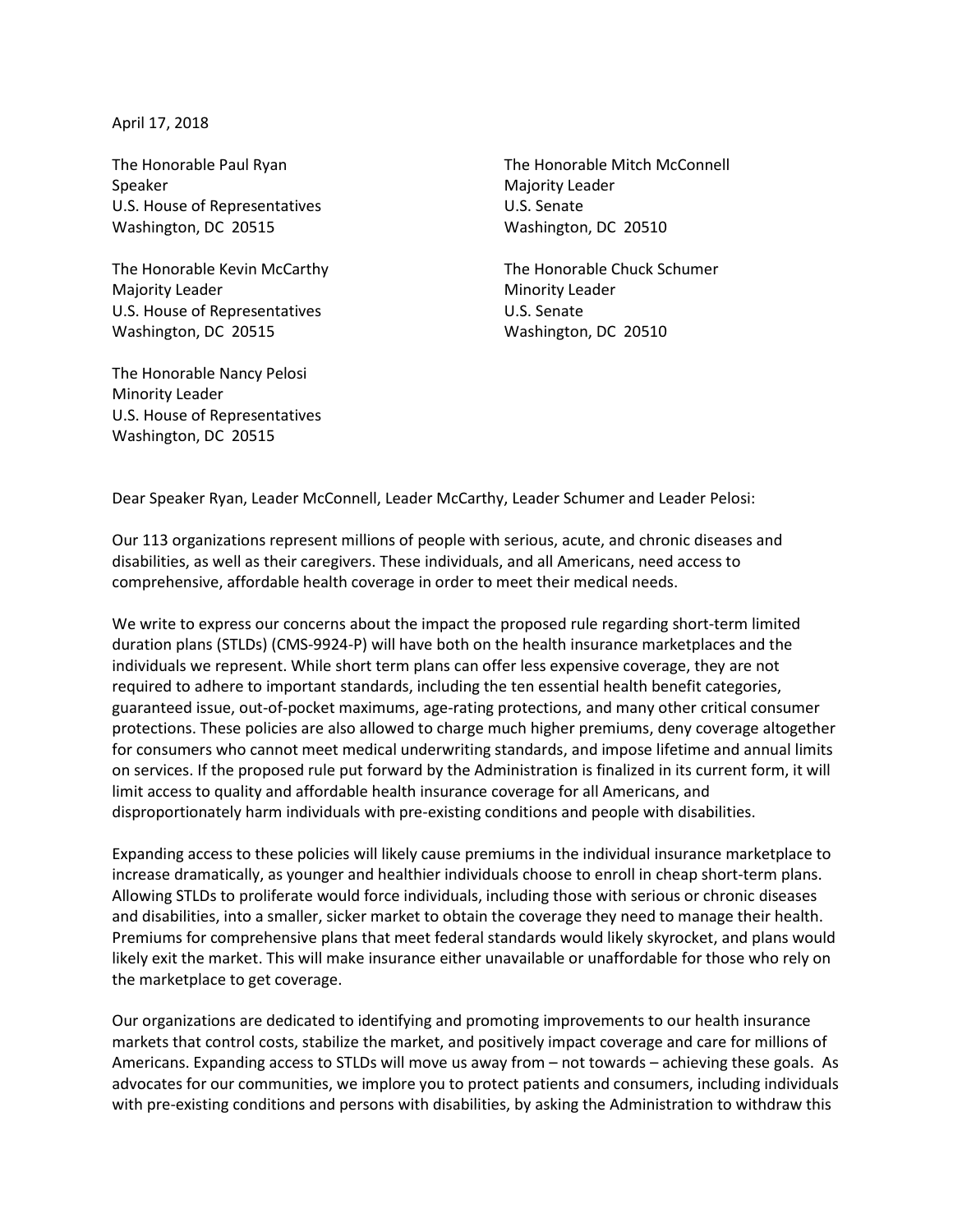April 17, 2018

The Honorable Paul Ryan  
Speaker  
U.S. House of Representatives  
Washington, DC 20515

The Honorable Kevin McCarthy  
Majority Leader  
U.S. House of Representatives  
Washington, DC 20515

The Honorable Nancy Pelosi  
Minority Leader  
U.S. House of Representatives  
Washington, DC 20515

The Honorable Mitch McConnell  
Majority Leader  
U.S. Senate  
Washington, DC 20510

The Honorable Chuck Schumer  
Minority Leader  
U.S. Senate  
Washington, DC 20510

Dear Speaker Ryan, Leader McConnell, Leader McCarthy, Leader Schumer and Leader Pelosi:

Our 113 organizations represent millions of people with serious, acute, and chronic diseases and disabilities, as well as their caregivers. These individuals, and all Americans, need access to comprehensive, affordable health coverage in order to meet their medical needs.

We write to express our concerns about the impact the proposed rule regarding short-term limited duration plans (STLDs) (CMS-9924-P) will have both on the health insurance marketplaces and the individuals we represent. While short term plans can offer less expensive coverage, they are not required to adhere to important standards, including the ten essential health benefit categories, guaranteed issue, out-of-pocket maximums, age-rating protections, and many other critical consumer protections. These policies are also allowed to charge much higher premiums, deny coverage altogether for consumers who cannot meet medical underwriting standards, and impose lifetime and annual limits on services. If the proposed rule put forward by the Administration is finalized in its current form, it will limit access to quality and affordable health insurance coverage for all Americans, and disproportionately harm individuals with pre-existing conditions and people with disabilities.

Expanding access to these policies will likely cause premiums in the individual insurance marketplace to increase dramatically, as younger and healthier individuals choose to enroll in cheap short-term plans. Allowing STLDs to proliferate would force individuals, including those with serious or chronic diseases and disabilities, into a smaller, sicker market to obtain the coverage they need to manage their health. Premiums for comprehensive plans that meet federal standards would likely skyrocket, and plans would likely exit the market. This will make insurance either unavailable or unaffordable for those who rely on the marketplace to get coverage.

Our organizations are dedicated to identifying and promoting improvements to our health insurance markets that control costs, stabilize the market, and positively impact coverage and care for millions of Americans. Expanding access to STLDs will move us away from – not towards – achieving these goals. As advocates for our communities, we implore you to protect patients and consumers, including individuals with pre-existing conditions and persons with disabilities, by asking the Administration to withdraw this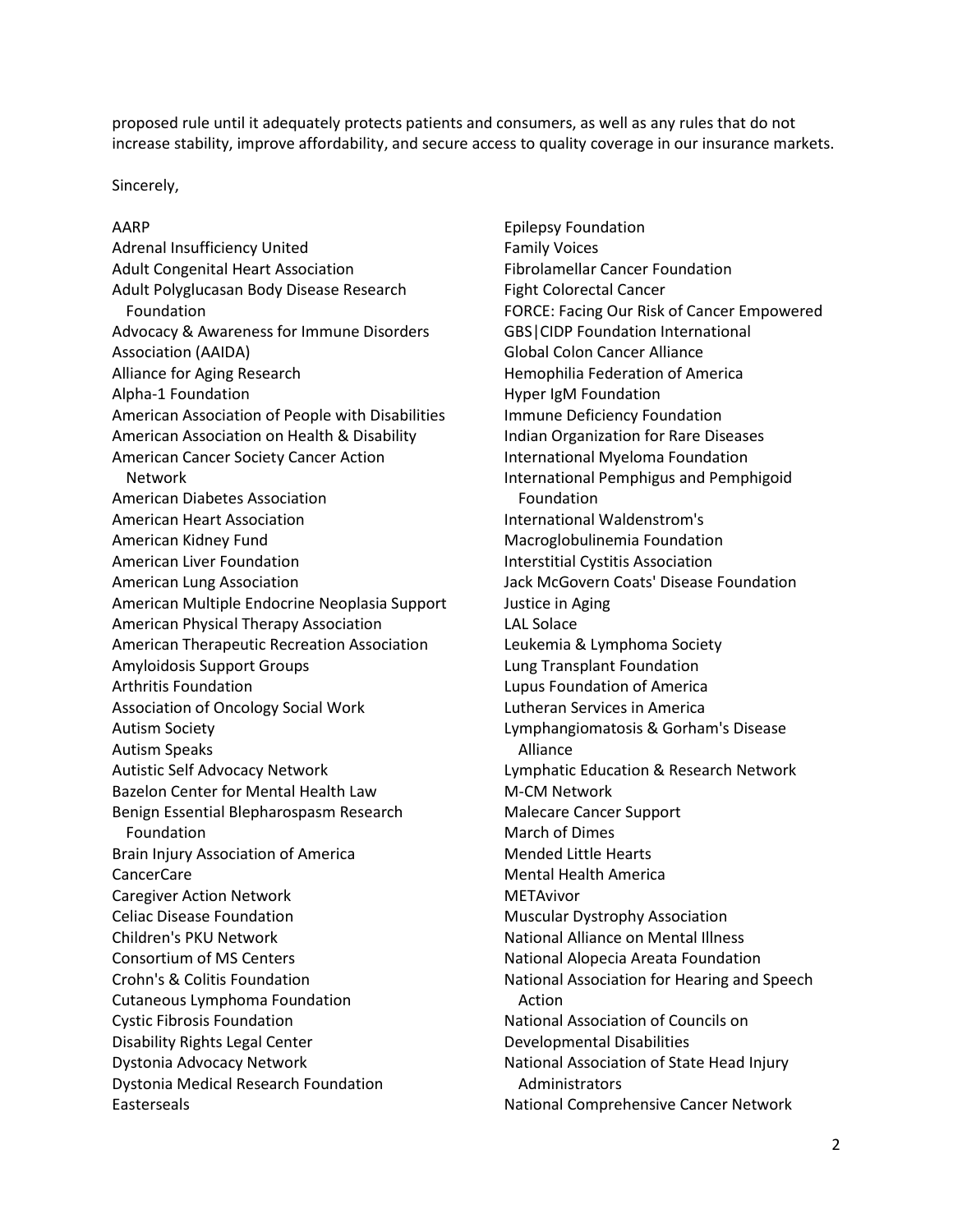proposed rule until it adequately protects patients and consumers, as well as any rules that do not increase stability, improve affordability, and secure access to quality coverage in our insurance markets.

Sincerely,

AARP
Adrenal Insufficiency United
Adult Congenital Heart Association
Adult Polyglucasan Body Disease Research Foundation
Advocacy & Awareness for Immune Disorders Association (AAIDA)
Alliance for Aging Research
Alpha-1 Foundation
American Association of People with Disabilities
American Association on Health & Disability
American Cancer Society Cancer Action Network
American Diabetes Association
American Heart Association
American Kidney Fund
American Liver Foundation
American Lung Association
American Multiple Endocrine Neoplasia Support
American Physical Therapy Association
American Therapeutic Recreation Association
Amyloidosis Support Groups
Arthritis Foundation
Association of Oncology Social Work
Autism Society
Autism Speaks
Autistic Self Advocacy Network
Bazelon Center for Mental Health Law
Benign Essential Blepharospasm Research Foundation
Brain Injury Association of America
CancerCare
Caregiver Action Network
Celiac Disease Foundation
Children's PKU Network
Consortium of MS Centers
Crohn's & Colitis Foundation
Cutaneous Lymphoma Foundation
Cystic Fibrosis Foundation
Disability Rights Legal Center
Dystonia Advocacy Network
Dystonia Medical Research Foundation
Easterseals
Epilepsy Foundation
Family Voices
Fibrolamellar Cancer Foundation
Fight Colorectal Cancer
FORCE: Facing Our Risk of Cancer Empowered
GBS|CIDP Foundation International
Global Colon Cancer Alliance
Hemophilia Federation of America
Hyper IgM Foundation
Immune Deficiency Foundation
Indian Organization for Rare Diseases
International Myeloma Foundation
International Pemphigus and Pemphigoid Foundation
International Waldenstrom's Macroglobulinemia Foundation
Interstitial Cystitis Association
Jack McGovern Coats' Disease Foundation
Justice in Aging
LAL Solace
Leukemia & Lymphoma Society
Lung Transplant Foundation
Lupus Foundation of America
Lutheran Services in America
Lymphangiomatosis & Gorham's Disease Alliance
Lymphatic Education & Research Network
M-CM Network
Malecare Cancer Support
March of Dimes
Mended Little Hearts
Mental Health America
METAvivor
Muscular Dystrophy Association
National Alliance on Mental Illness
National Alopecia Areata Foundation
National Association for Hearing and Speech Action
National Association of Councils on Developmental Disabilities
National Association of State Head Injury Administrators
National Comprehensive Cancer Network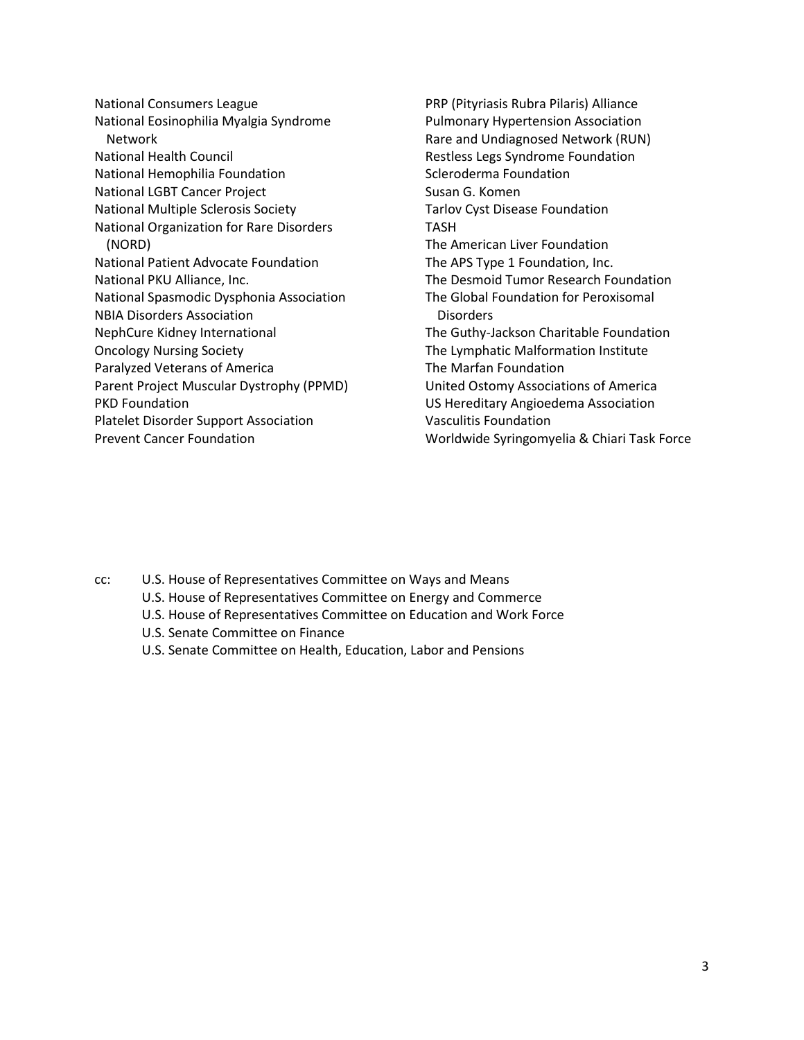National Consumers League
National Eosinophilia Myalgia Syndrome Network
National Health Council
National Hemophilia Foundation
National LGBT Cancer Project
National Multiple Sclerosis Society
National Organization for Rare Disorders (NORD)
National Patient Advocate Foundation
National PKU Alliance, Inc.
National Spasmodic Dysphonia Association
NBIA Disorders Association
NephCure Kidney International
Oncology Nursing Society
Paralyzed Veterans of America
Parent Project Muscular Dystrophy (PPMD)
PKD Foundation
Platelet Disorder Support Association
Prevent Cancer Foundation
PRP (Pityriasis Rubra Pilaris) Alliance
Pulmonary Hypertension Association
Rare and Undiagnosed Network (RUN)
Restless Legs Syndrome Foundation
Scleroderma Foundation
Susan G. Komen
Tarlov Cyst Disease Foundation
TASH
The American Liver Foundation
The APS Type 1 Foundation, Inc.
The Desmoid Tumor Research Foundation
The Global Foundation for Peroxisomal Disorders
The Guthy-Jackson Charitable Foundation
The Lymphatic Malformation Institute
The Marfan Foundation
United Ostomy Associations of America
US Hereditary Angioedema Association
Vasculitis Foundation
Worldwide Syringomyelia & Chiari Task Force

cc: U.S. House of Representatives Committee on Ways and Means
U.S. House of Representatives Committee on Energy and Commerce
U.S. House of Representatives Committee on Education and Work Force
U.S. Senate Committee on Finance
U.S. Senate Committee on Health, Education, Labor and Pensions